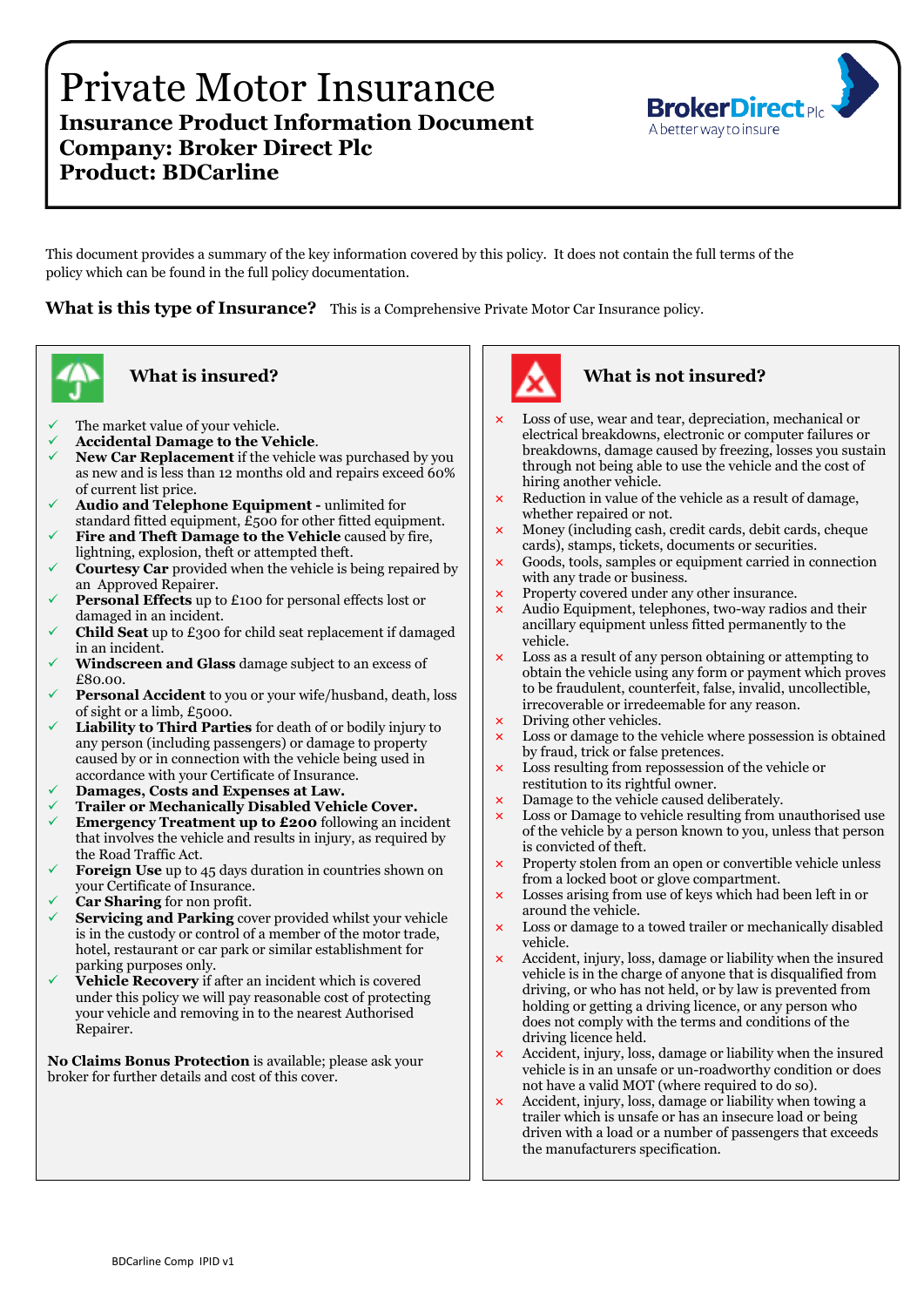# Private Motor Insurance

## Insurance Product Information Document
## Company: Broker Direct Plc
## Product: BDCarline

BrokerDirect Plc
A better way to insure

This document provides a summary of the key information covered by this policy. It does not contain the full terms of the policy which can be found in the full policy documentation.

**What is this type of Insurance?** This is a Comprehensive Private Motor Car Insurance policy.

### What is insured?

- ✓ The market value of your vehicle.
- ✓ **Accidental Damage to the Vehicle**.
- ✓ **New Car Replacement** if the vehicle was purchased by you as new and is less than 12 months old and repairs exceed 60% of current list price.
- ✓ **Audio and Telephone Equipment -** unlimited for standard fitted equipment, £500 for other fitted equipment.
- ✓ **Fire and Theft Damage to the Vehicle** caused by fire, lightning, explosion, theft or attempted theft.
- ✓ **Courtesy Car** provided when the vehicle is being repaired by an Approved Repairer.
- ✓ **Personal Effects** up to £100 for personal effects lost or damaged in an incident.
- ✓ **Child Seat** up to £300 for child seat replacement if damaged in an incident.
- ✓ **Windscreen and Glass** damage subject to an excess of £80.00.
- ✓ **Personal Accident** to you or your wife/husband, death, loss of sight or a limb, £5000.
- ✓ **Liability to Third Parties** for death of or bodily injury to any person (including passengers) or damage to property caused by or in connection with the vehicle being used in accordance with your Certificate of Insurance.
- ✓ **Damages, Costs and Expenses at Law.**
- ✓ **Trailer or Mechanically Disabled Vehicle Cover.**
- ✓ **Emergency Treatment up to £200** following an incident that involves the vehicle and results in injury, as required by the Road Traffic Act.
- ✓ **Foreign Use** up to 45 days duration in countries shown on your Certificate of Insurance.
- ✓ **Car Sharing** for non profit.
- ✓ **Servicing and Parking** cover provided whilst your vehicle is in the custody or control of a member of the motor trade, hotel, restaurant or car park or similar establishment for parking purposes only.
- ✓ **Vehicle Recovery** if after an incident which is covered under this policy we will pay reasonable cost of protecting your vehicle and removing in to the nearest Authorised Repairer.

**No Claims Bonus Protection** is available; please ask your broker for further details and cost of this cover.

### What is not insured?

- × Loss of use, wear and tear, depreciation, mechanical or electrical breakdowns, electronic or computer failures or breakdowns, damage caused by freezing, losses you sustain through not being able to use the vehicle and the cost of hiring another vehicle.
- × Reduction in value of the vehicle as a result of damage, whether repaired or not.
- × Money (including cash, credit cards, debit cards, cheque cards), stamps, tickets, documents or securities.
- × Goods, tools, samples or equipment carried in connection with any trade or business.
- × Property covered under any other insurance.
- × Audio Equipment, telephones, two-way radios and their ancillary equipment unless fitted permanently to the vehicle.
- × Loss as a result of any person obtaining or attempting to obtain the vehicle using any form or payment which proves to be fraudulent, counterfeit, false, invalid, uncollectible, irrecoverable or irredeemable for any reason.
- × Driving other vehicles.
- × Loss or damage to the vehicle where possession is obtained by fraud, trick or false pretences.
- × Loss resulting from repossession of the vehicle or restitution to its rightful owner.
- × Damage to the vehicle caused deliberately.
- × Loss or Damage to vehicle resulting from unauthorised use of the vehicle by a person known to you, unless that person is convicted of theft.
- × Property stolen from an open or convertible vehicle unless from a locked boot or glove compartment.
- × Losses arising from use of keys which had been left in or around the vehicle.
- × Loss or damage to a towed trailer or mechanically disabled vehicle.
- × Accident, injury, loss, damage or liability when the insured vehicle is in the charge of anyone that is disqualified from driving, or who has not held, or by law is prevented from holding or getting a driving licence, or any person who does not comply with the terms and conditions of the driving licence held.
- × Accident, injury, loss, damage or liability when the insured vehicle is in an unsafe or un-roadworthy condition or does not have a valid MOT (where required to do so).
- × Accident, injury, loss, damage or liability when towing a trailer which is unsafe or has an insecure load or being driven with a load or a number of passengers that exceeds the manufacturers specification.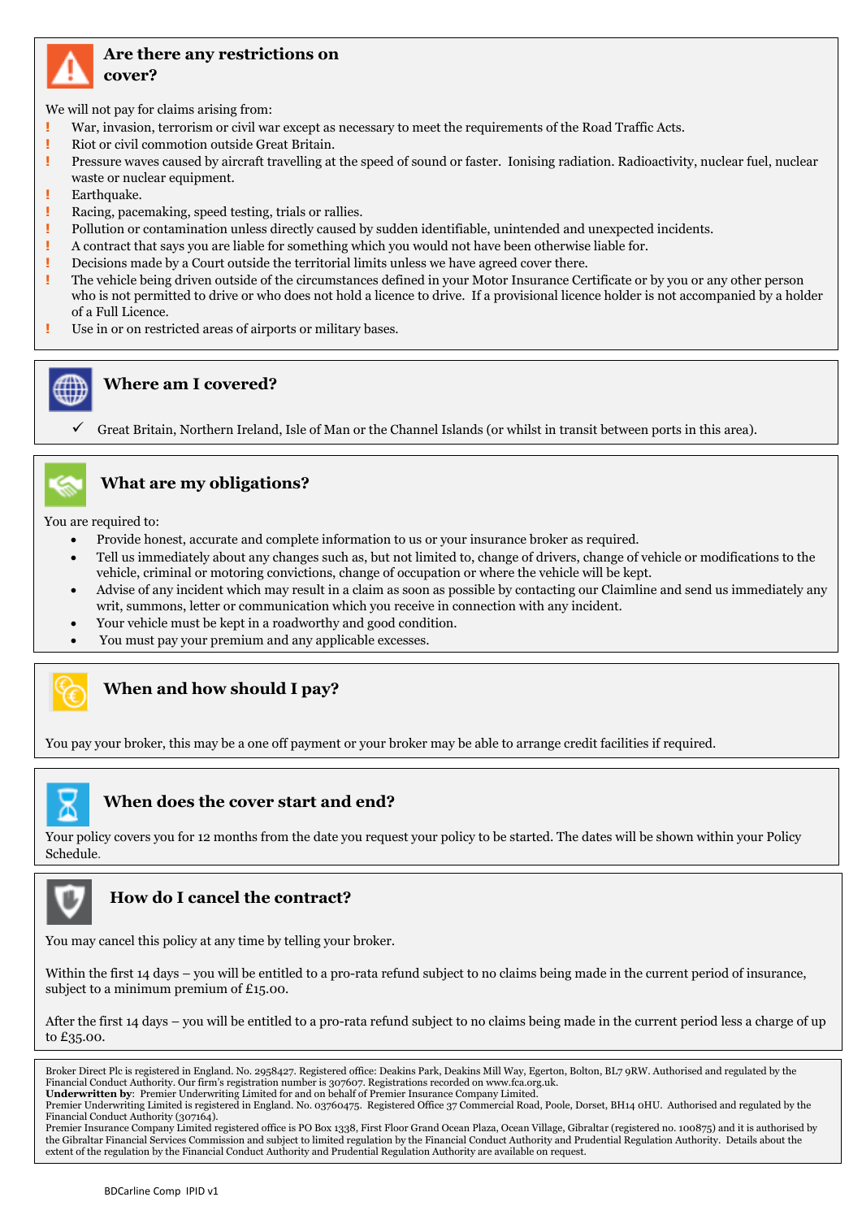## Are there any restrictions on cover?

We will not pay for claims arising from:

- ! War, invasion, terrorism or civil war except as necessary to meet the requirements of the Road Traffic Acts.
- ! Riot or civil commotion outside Great Britain.
- ! Pressure waves caused by aircraft travelling at the speed of sound or faster. Ionising radiation. Radioactivity, nuclear fuel, nuclear waste or nuclear equipment.
- ! Earthquake.
- ! Racing, pacemaking, speed testing, trials or rallies.
- ! Pollution or contamination unless directly caused by sudden identifiable, unintended and unexpected incidents.
- ! A contract that says you are liable for something which you would not have been otherwise liable for.
- ! Decisions made by a Court outside the territorial limits unless we have agreed cover there.
- ! The vehicle being driven outside of the circumstances defined in your Motor Insurance Certificate or by you or any other person who is not permitted to drive or who does not hold a licence to drive. If a provisional licence holder is not accompanied by a holder of a Full Licence.
- ! Use in or on restricted areas of airports or military bases.

## Where am I covered?

- ✓ Great Britain, Northern Ireland, Isle of Man or the Channel Islands (or whilst in transit between ports in this area).

## What are my obligations?

You are required to:

- Provide honest, accurate and complete information to us or your insurance broker as required.
- Tell us immediately about any changes such as, but not limited to, change of drivers, change of vehicle or modifications to the vehicle, criminal or motoring convictions, change of occupation or where the vehicle will be kept.
- Advise of any incident which may result in a claim as soon as possible by contacting our Claimline and send us immediately any writ, summons, letter or communication which you receive in connection with any incident.
- Your vehicle must be kept in a roadworthy and good condition.
- You must pay your premium and any applicable excesses.

## When and how should I pay?

You pay your broker, this may be a one off payment or your broker may be able to arrange credit facilities if required.

## When does the cover start and end?

Your policy covers you for 12 months from the date you request your policy to be started. The dates will be shown within your Policy Schedule.

## How do I cancel the contract?

You may cancel this policy at any time by telling your broker.

Within the first 14 days – you will be entitled to a pro-rata refund subject to no claims being made in the current period of insurance, subject to a minimum premium of £15.00.

After the first 14 days – you will be entitled to a pro-rata refund subject to no claims being made in the current period less a charge of up to £35.00.

Broker Direct Plc is registered in England. No. 2958427. Registered office: Deakins Park, Deakins Mill Way, Egerton, Bolton, BL7 9RW. Authorised and regulated by the Financial Conduct Authority. Our firm's registration number is 307607. Registrations recorded on www.fca.org.uk.
**Underwritten by**: Premier Underwriting Limited for and on behalf of Premier Insurance Company Limited.
Premier Underwriting Limited is registered in England. No. 03760475. Registered Office 37 Commercial Road, Poole, Dorset, BH14 0HU. Authorised and regulated by the Financial Conduct Authority (307164).
Premier Insurance Company Limited registered office is PO Box 1338, First Floor Grand Ocean Plaza, Ocean Village, Gibraltar (registered no. 100875) and it is authorised by the Gibraltar Financial Services Commission and subject to limited regulation by the Financial Conduct Authority and Prudential Regulation Authority. Details about the extent of the regulation by the Financial Conduct Authority and Prudential Regulation Authority are available on request.

BDCarline Comp IPID v1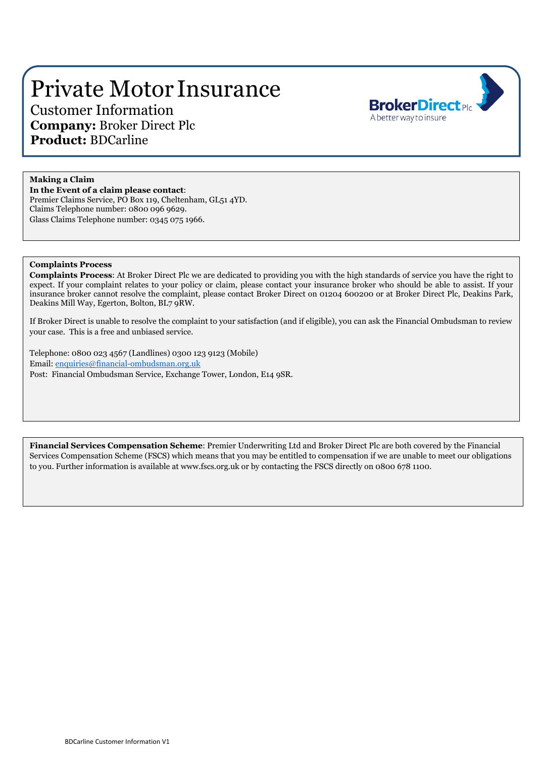# Private Motor Insurance

Customer Information
**Company:** Broker Direct Plc
**Product:** BDCarline

BrokerDirect Plc
A better way to insure

**Making a Claim**
**In the Event of a claim please contact**:
Premier Claims Service, PO Box 119, Cheltenham, GL51 4YD.
Claims Telephone number: 0800 096 9629.
Glass Claims Telephone number: 0345 075 1966.

**Complaints Process**
**Complaints Process**: At Broker Direct Plc we are dedicated to providing you with the high standards of service you have the right to expect. If your complaint relates to your policy or claim, please contact your insurance broker who should be able to assist. If your insurance broker cannot resolve the complaint, please contact Broker Direct on 01204 600200 or at Broker Direct Plc, Deakins Park, Deakins Mill Way, Egerton, Bolton, BL7 9RW.

If Broker Direct is unable to resolve the complaint to your satisfaction (and if eligible), you can ask the Financial Ombudsman to review your case. This is a free and unbiased service.

Telephone: 0800 023 4567 (Landlines) 0300 123 9123 (Mobile)
Email: enquiries@financial-ombudsman.org.uk
Post: Financial Ombudsman Service, Exchange Tower, London, E14 9SR.

**Financial Services Compensation Scheme**: Premier Underwriting Ltd and Broker Direct Plc are both covered by the Financial Services Compensation Scheme (FSCS) which means that you may be entitled to compensation if we are unable to meet our obligations to you. Further information is available at www.fscs.org.uk or by contacting the FSCS directly on 0800 678 1100.

BDCarline Customer Information V1